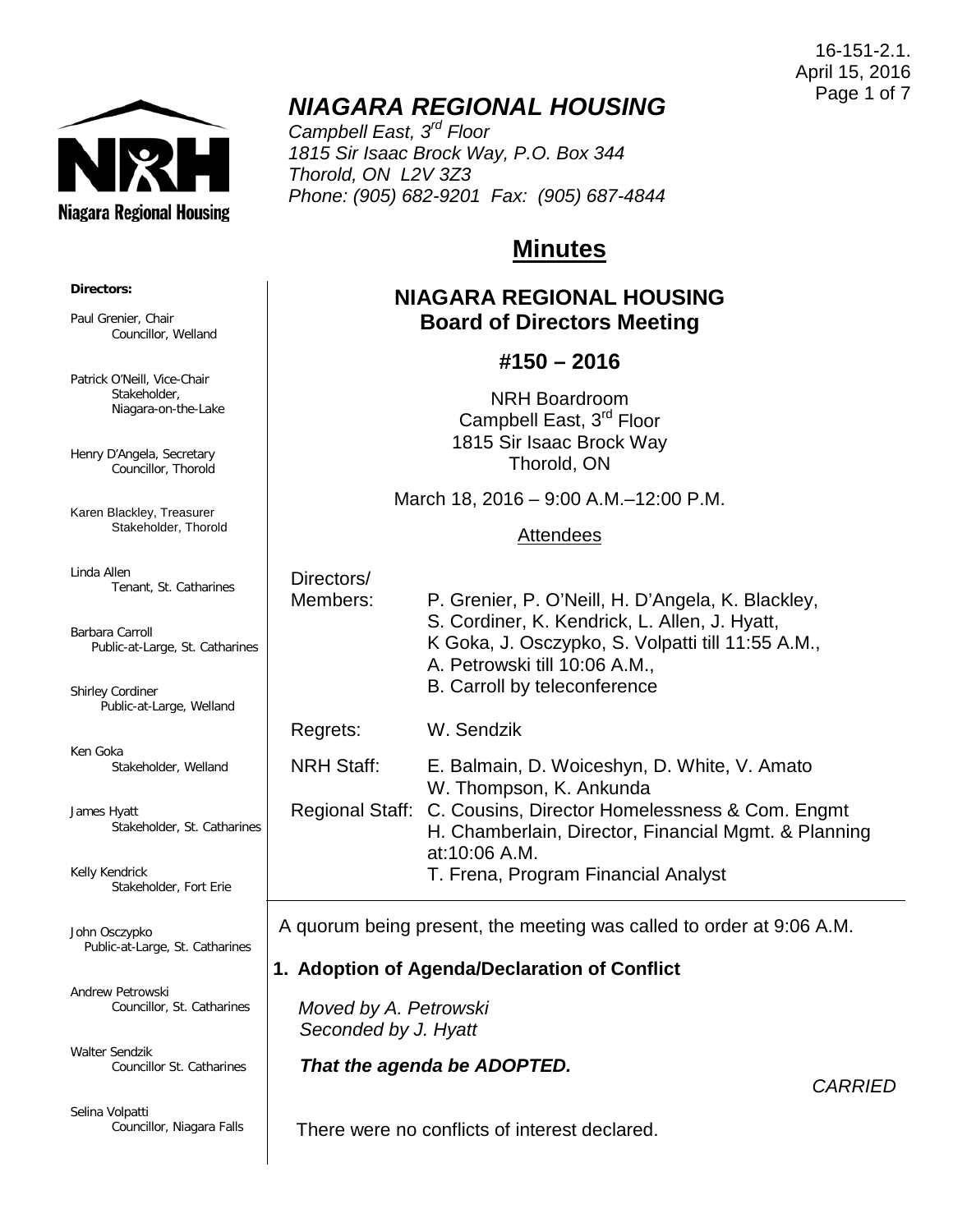16-151-2.1.
April 15, 2016

# *NIAGARA REGIONAL HOUSING*

*Campbell East, 3rd Floor*
*1815 Sir Isaac Brock Way, P.O. Box 344*
*Thorold, ON L2V 3Z3*
*Phone: (905) 682-9201 Fax: (905) 687-4844*

**Directors:**

Paul Grenier, Chair
Councillor, Welland

Patrick O'Neill, Vice-Chair
Stakeholder, Niagara-on-the-Lake

Henry D'Angela, Secretary
Councillor, Thorold

Karen Blackley, Treasurer
Stakeholder, Thorold

Linda Allen
Tenant, St. Catharines

Barbara Carroll
Public-at-Large, St. Catharines

Shirley Cordiner
Public-at-Large, Welland

Ken Goka
Stakeholder, Welland

James Hyatt
Stakeholder, St. Catharines

Kelly Kendrick
Stakeholder, Fort Erie

John Osczypko
Public-at-Large, St. Catharines

Andrew Petrowski
Councillor, St. Catharines

Walter Sendzik
Councillor St. Catharines

Selina Volpatti
Councillor, Niagara Falls

# Minutes

## NIAGARA REGIONAL HOUSING Board of Directors Meeting

### #150 – 2016

NRH Boardroom
Campbell East, 3rd Floor
1815 Sir Isaac Brock Way
Thorold, ON

March 18, 2016 – 9:00 A.M.–12:00 P.M.

Attendees

| | |
|---|---|
| Directors/ Members: | P. Grenier, P. O'Neill, H. D'Angela, K. Blackley, S. Cordiner, K. Kendrick, L. Allen, J. Hyatt, K Goka, J. Osczypko, S. Volpatti till 11:55 A.M., A. Petrowski till 10:06 A.M., B. Carroll by teleconference |
| Regrets: | W. Sendzik |
| NRH Staff: | E. Balmain, D. Woiceshyn, D. White, V. Amato W. Thompson, K. Ankunda |
| Regional Staff: | C. Cousins, Director Homelessness & Com. Engmt H. Chamberlain, Director, Financial Mgmt. & Planning at:10:06 A.M. T. Frena, Program Financial Analyst |

A quorum being present, the meeting was called to order at 9:06 A.M.

### 1. Adoption of Agenda/Declaration of Conflict

*Moved by A. Petrowski*
*Seconded by J. Hyatt*

***That the agenda be ADOPTED.***

*CARRIED*

There were no conflicts of interest declared.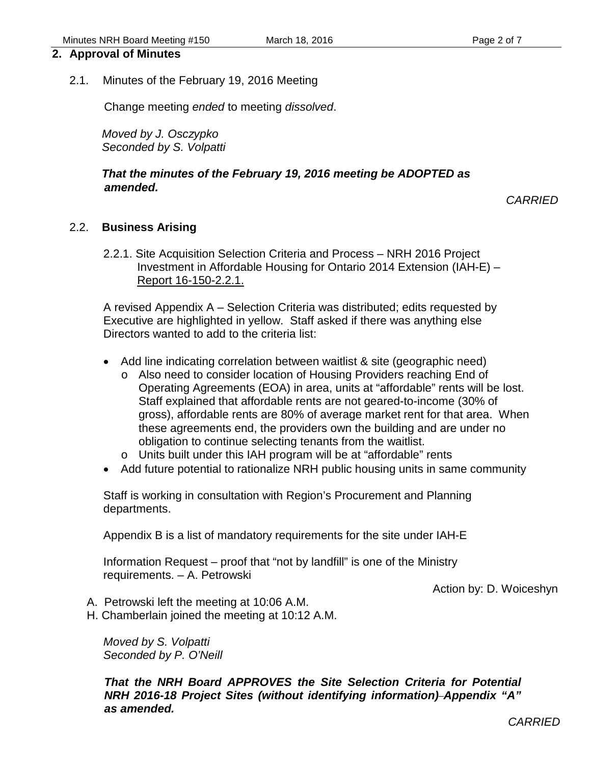## 2. Approval of Minutes

2.1. Minutes of the February 19, 2016 Meeting

Change meeting *ended* to meeting *dissolved*.

*Moved by J. Osczypko*
*Seconded by S. Volpatti*

***That the minutes of the February 19, 2016 meeting be ADOPTED as amended.***

*CARRIED*

2.2. **Business Arising**

2.2.1. Site Acquisition Selection Criteria and Process – NRH 2016 Project Investment in Affordable Housing for Ontario 2014 Extension (IAH-E) – Report 16-150-2.2.1.

A revised Appendix A – Selection Criteria was distributed; edits requested by Executive are highlighted in yellow. Staff asked if there was anything else Directors wanted to add to the criteria list:

- Add line indicating correlation between waitlist & site (geographic need)
  - Also need to consider location of Housing Providers reaching End of Operating Agreements (EOA) in area, units at "affordable" rents will be lost. Staff explained that affordable rents are not geared-to-income (30% of gross), affordable rents are 80% of average market rent for that area. When these agreements end, the providers own the building and are under no obligation to continue selecting tenants from the waitlist.
  - Units built under this IAH program will be at "affordable" rents
- Add future potential to rationalize NRH public housing units in same community

Staff is working in consultation with Region's Procurement and Planning departments.

Appendix B is a list of mandatory requirements for the site under IAH-E

Information Request – proof that "not by landfill" is one of the Ministry requirements. – A. Petrowski

Action by: D. Woiceshyn

A. Petrowski left the meeting at 10:06 A.M.
H. Chamberlain joined the meeting at 10:12 A.M.

*Moved by S. Volpatti*
*Seconded by P. O'Neill*

***That the NRH Board APPROVES the Site Selection Criteria for Potential NRH 2016-18 Project Sites (without identifying information) Appendix "A" as amended.***

*CARRIED*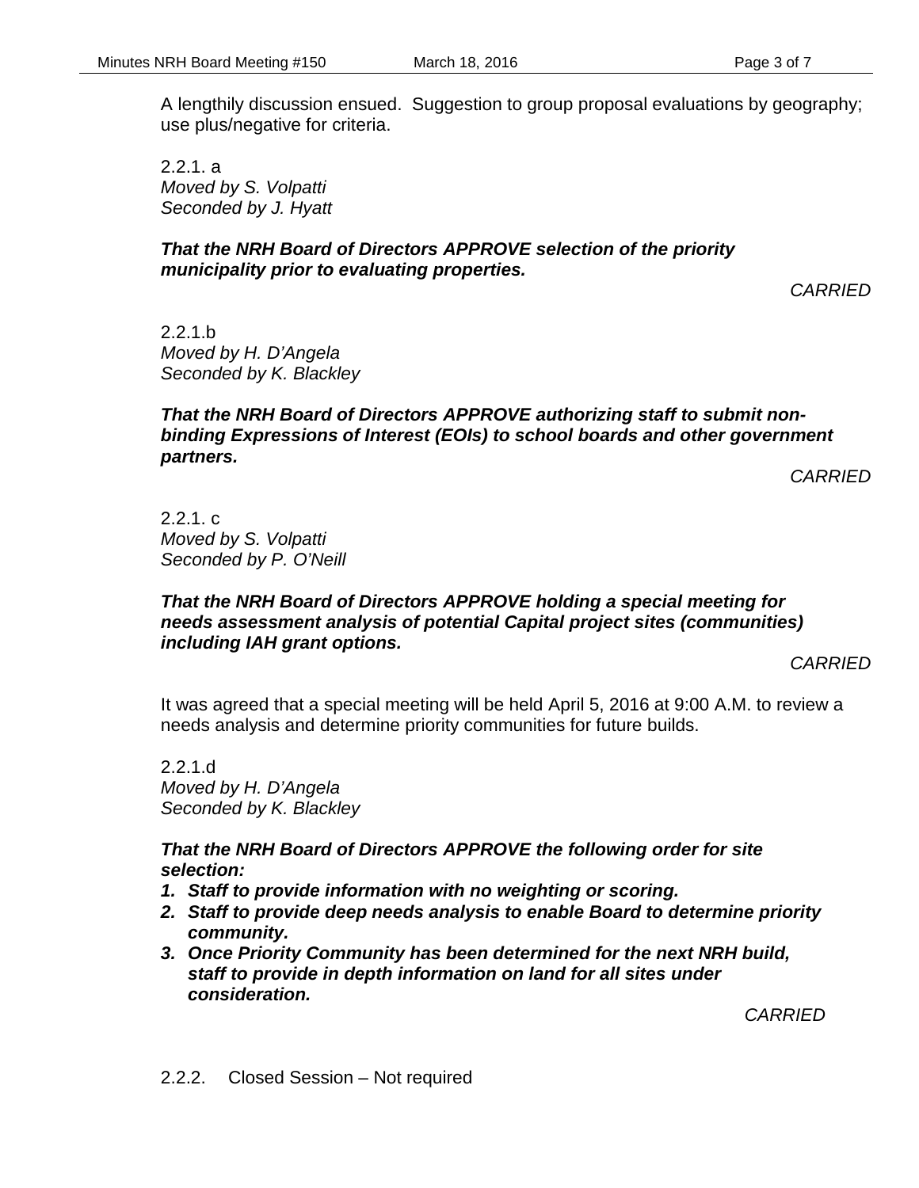A lengthily discussion ensued. Suggestion to group proposal evaluations by geography; use plus/negative for criteria.

2.2.1. a
*Moved by S. Volpatti*
*Seconded by J. Hyatt*

***That the NRH Board of Directors APPROVE selection of the priority municipality prior to evaluating properties.***

*CARRIED*

2.2.1.b
*Moved by H. D'Angela*
*Seconded by K. Blackley*

***That the NRH Board of Directors APPROVE authorizing staff to submit non-binding Expressions of Interest (EOIs) to school boards and other government partners.***

*CARRIED*

2.2.1. c
*Moved by S. Volpatti*
*Seconded by P. O'Neill*

***That the NRH Board of Directors APPROVE holding a special meeting for needs assessment analysis of potential Capital project sites (communities) including IAH grant options.***

*CARRIED*

It was agreed that a special meeting will be held April 5, 2016 at 9:00 A.M. to review a needs analysis and determine priority communities for future builds.

2.2.1.d
*Moved by H. D'Angela*
*Seconded by K. Blackley*

***That the NRH Board of Directors APPROVE the following order for site selection:***

1. ***Staff to provide information with no weighting or scoring.***
2. ***Staff to provide deep needs analysis to enable Board to determine priority community.***
3. ***Once Priority Community has been determined for the next NRH build, staff to provide in depth information on land for all sites under consideration.***

*CARRIED*

2.2.2. Closed Session – Not required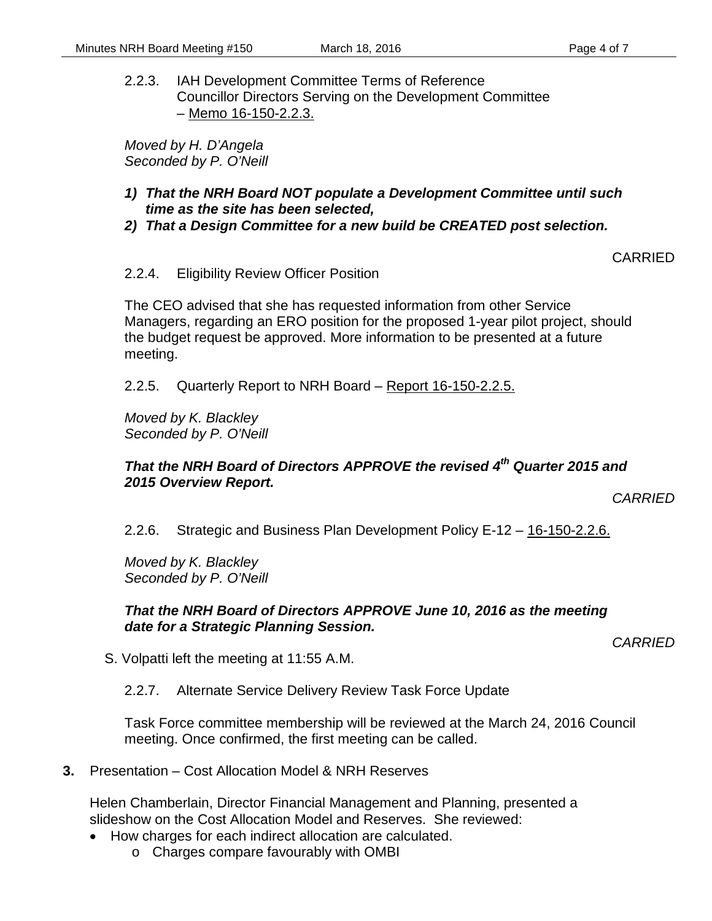2.2.3. IAH Development Committee Terms of Reference
Councillor Directors Serving on the Development Committee
– Memo 16-150-2.2.3.

*Moved by H. D'Angela*
*Seconded by P. O'Neill*

1) ***That the NRH Board NOT populate a Development Committee until such time as the site has been selected,***
2) ***That a Design Committee for a new build be CREATED post selection.***

CARRIED

2.2.4. Eligibility Review Officer Position

The CEO advised that she has requested information from other Service Managers, regarding an ERO position for the proposed 1-year pilot project, should the budget request be approved. More information to be presented at a future meeting.

2.2.5. Quarterly Report to NRH Board – Report 16-150-2.2.5.

*Moved by K. Blackley*
*Seconded by P. O'Neill*

***That the NRH Board of Directors APPROVE the revised 4th Quarter 2015 and 2015 Overview Report.***

*CARRIED*

2.2.6. Strategic and Business Plan Development Policy E-12 – 16-150-2.2.6.

*Moved by K. Blackley*
*Seconded by P. O'Neill*

***That the NRH Board of Directors APPROVE June 10, 2016 as the meeting date for a Strategic Planning Session.***

*CARRIED*

S. Volpatti left the meeting at 11:55 A.M.

2.2.7. Alternate Service Delivery Review Task Force Update

Task Force committee membership will be reviewed at the March 24, 2016 Council meeting. Once confirmed, the first meeting can be called.

**3.** Presentation – Cost Allocation Model & NRH Reserves

Helen Chamberlain, Director Financial Management and Planning, presented a slideshow on the Cost Allocation Model and Reserves. She reviewed:

- How charges for each indirect allocation are calculated.
  - Charges compare favourably with OMBI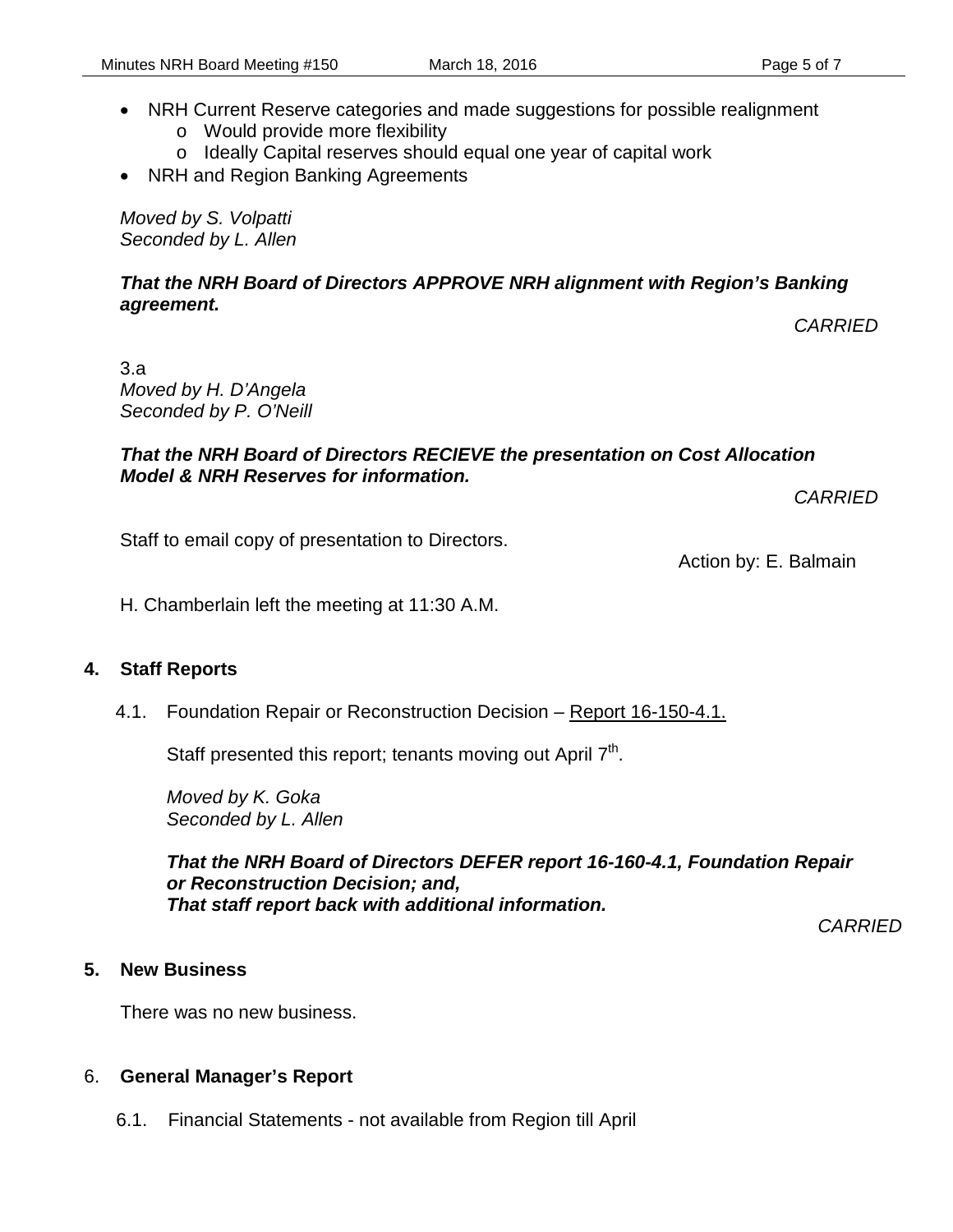- NRH Current Reserve categories and made suggestions for possible realignment
  - Would provide more flexibility
  - Ideally Capital reserves should equal one year of capital work
- NRH and Region Banking Agreements

*Moved by S. Volpatti*
*Seconded by L. Allen*

***That the NRH Board of Directors APPROVE NRH alignment with Region's Banking agreement.***

*CARRIED*

3.a
*Moved by H. D'Angela*
*Seconded by P. O'Neill*

***That the NRH Board of Directors RECIEVE the presentation on Cost Allocation Model & NRH Reserves for information.***

*CARRIED*

Staff to email copy of presentation to Directors.

Action by: E. Balmain

H. Chamberlain left the meeting at 11:30 A.M.

## 4. Staff Reports

4.1. Foundation Repair or Reconstruction Decision – Report 16-150-4.1.

Staff presented this report; tenants moving out April 7th.

*Moved by K. Goka*
*Seconded by L. Allen*

***That the NRH Board of Directors DEFER report 16-160-4.1, Foundation Repair or Reconstruction Decision; and,***
***That staff report back with additional information.***

*CARRIED*

## 5. New Business

There was no new business.

## 6. General Manager's Report

6.1. Financial Statements - not available from Region till April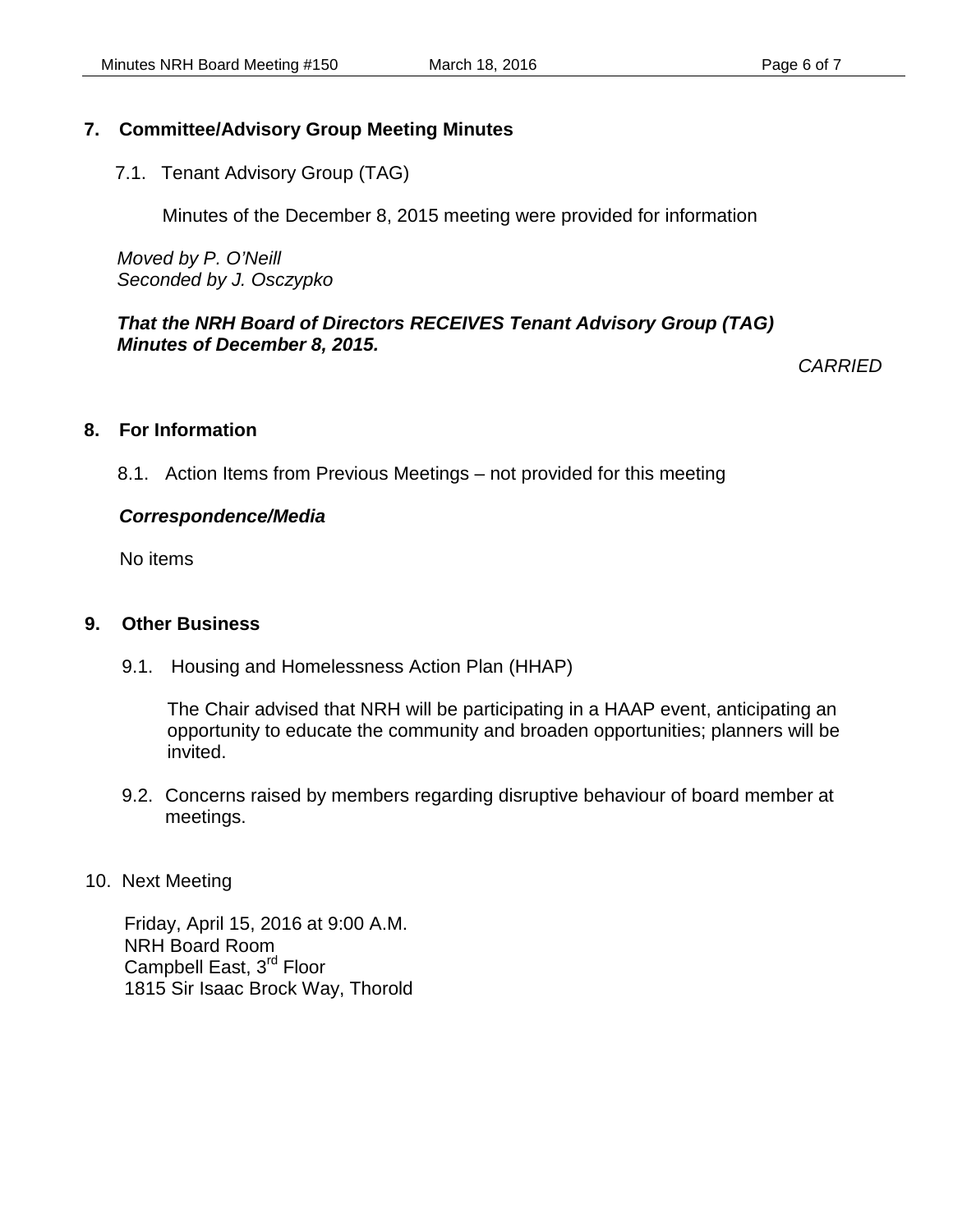## 7. Committee/Advisory Group Meeting Minutes

7.1. Tenant Advisory Group (TAG)

Minutes of the December 8, 2015 meeting were provided for information

*Moved by P. O'Neill*
*Seconded by J. Osczypko*

***That the NRH Board of Directors RECEIVES Tenant Advisory Group (TAG) Minutes of December 8, 2015.***

*CARRIED*

## 8. For Information

8.1. Action Items from Previous Meetings – not provided for this meeting

***Correspondence/Media***

No items

## 9. Other Business

9.1. Housing and Homelessness Action Plan (HHAP)

The Chair advised that NRH will be participating in a HAAP event, anticipating an opportunity to educate the community and broaden opportunities; planners will be invited.

9.2. Concerns raised by members regarding disruptive behaviour of board member at meetings.

10. Next Meeting

Friday, April 15, 2016 at 9:00 A.M.
NRH Board Room
Campbell East, 3rd Floor
1815 Sir Isaac Brock Way, Thorold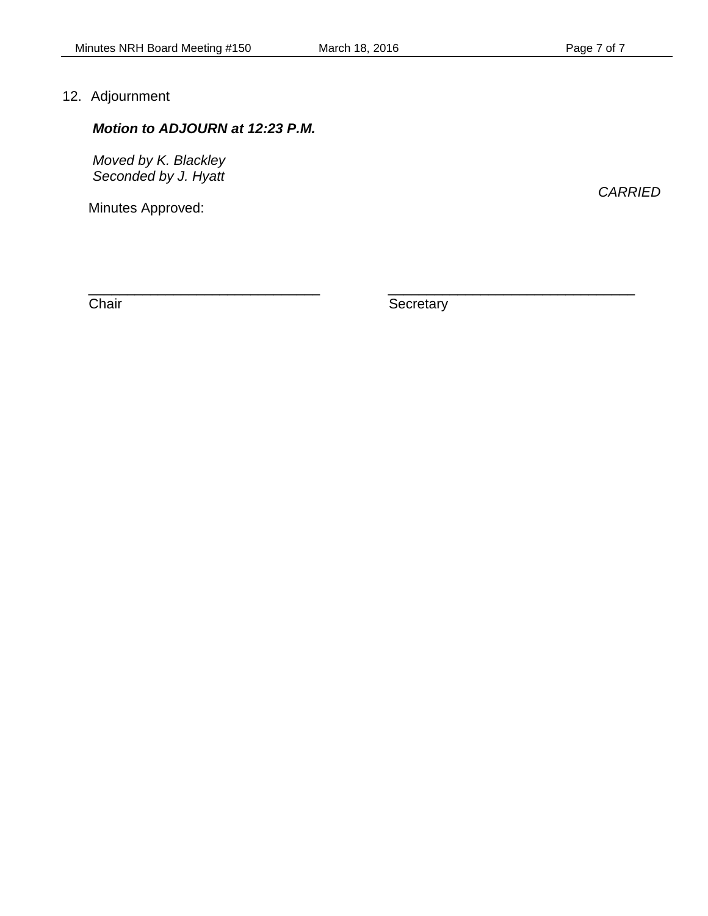12. Adjournment

***Motion to ADJOURN at 12:23 P.M.***

*Moved by K. Blackley*
*Seconded by J. Hyatt*

*CARRIED*

Minutes Approved:

_______________________________ _________________________________
Chair Secretary